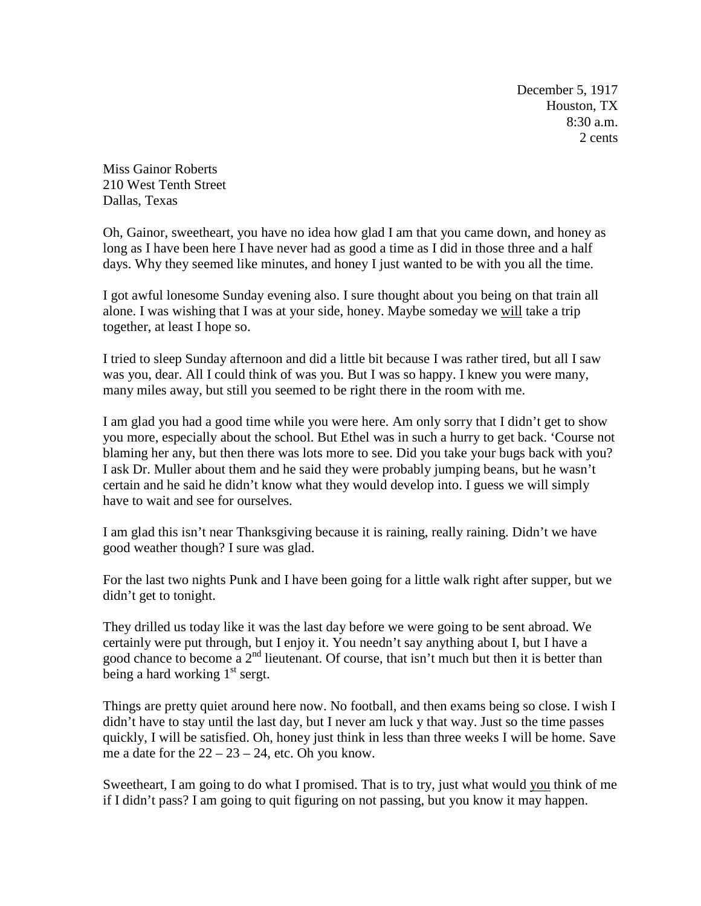December 5, 1917
Houston, TX
8:30 a.m.
2 cents

Miss Gainor Roberts
210 West Tenth Street
Dallas, Texas

Oh, Gainor, sweetheart, you have no idea how glad I am that you came down, and honey as long as I have been here I have never had as good a time as I did in those three and a half days. Why they seemed like minutes, and honey I just wanted to be with you all the time.

I got awful lonesome Sunday evening also. I sure thought about you being on that train all alone. I was wishing that I was at your side, honey. Maybe someday we <u>will</u> take a trip together, at least I hope so.

I tried to sleep Sunday afternoon and did a little bit because I was rather tired, but all I saw was you, dear. All I could think of was you. But I was so happy. I knew you were many, many miles away, but still you seemed to be right there in the room with me.

I am glad you had a good time while you were here. Am only sorry that I didn't get to show you more, especially about the school. But Ethel was in such a hurry to get back. 'Course not blaming her any, but then there was lots more to see. Did you take your bugs back with you? I ask Dr. Muller about them and he said they were probably jumping beans, but he wasn't certain and he said he didn't know what they would develop into. I guess we will simply have to wait and see for ourselves.

I am glad this isn't near Thanksgiving because it is raining, really raining. Didn't we have good weather though? I sure was glad.

For the last two nights Punk and I have been going for a little walk right after supper, but we didn't get to tonight.

They drilled us today like it was the last day before we were going to be sent abroad. We certainly were put through, but I enjoy it. You needn't say anything about I, but I have a good chance to become a 2nd lieutenant. Of course, that isn't much but then it is better than being a hard working 1st sergt.

Things are pretty quiet around here now. No football, and then exams being so close. I wish I didn't have to stay until the last day, but I never am luck y that way. Just so the time passes quickly, I will be satisfied. Oh, honey just think in less than three weeks I will be home. Save me a date for the 22 – 23 – 24, etc. Oh you know.

Sweetheart, I am going to do what I promised. That is to try, just what would <u>you</u> think of me if I didn't pass? I am going to quit figuring on not passing, but you know it may happen.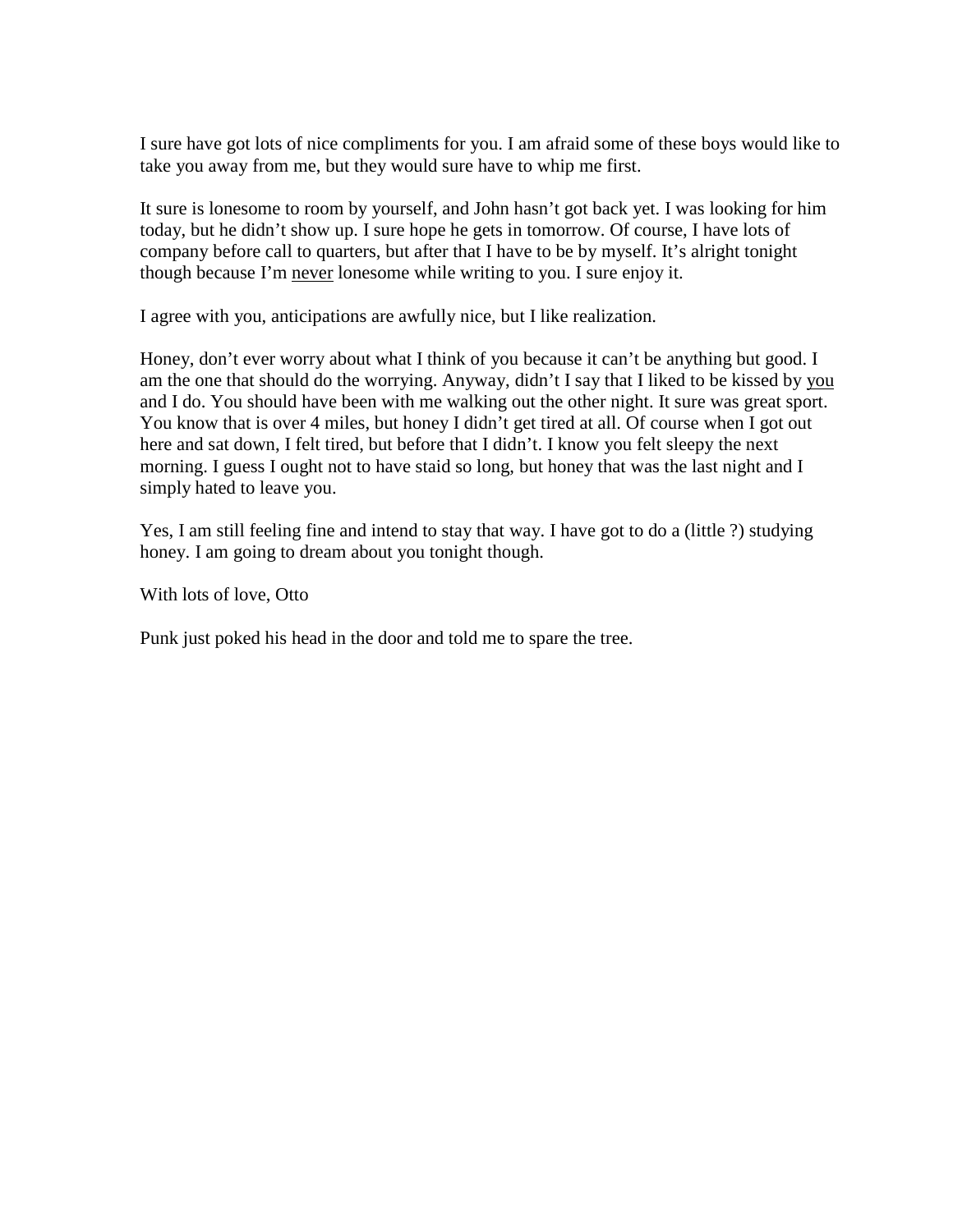I sure have got lots of nice compliments for you. I am afraid some of these boys would like to take you away from me, but they would sure have to whip me first.

It sure is lonesome to room by yourself, and John hasn't got back yet. I was looking for him today, but he didn't show up. I sure hope he gets in tomorrow. Of course, I have lots of company before call to quarters, but after that I have to be by myself. It's alright tonight though because I'm <u>never</u> lonesome while writing to you. I sure enjoy it.

I agree with you, anticipations are awfully nice, but I like realization.

Honey, don't ever worry about what I think of you because it can't be anything but good. I am the one that should do the worrying. Anyway, didn't I say that I liked to be kissed by <u>you</u> and I do. You should have been with me walking out the other night. It sure was great sport. You know that is over 4 miles, but honey I didn't get tired at all. Of course when I got out here and sat down, I felt tired, but before that I didn't. I know you felt sleepy the next morning. I guess I ought not to have staid so long, but honey that was the last night and I simply hated to leave you.

Yes, I am still feeling fine and intend to stay that way. I have got to do a (little ?) studying honey. I am going to dream about you tonight though.

With lots of love, Otto

Punk just poked his head in the door and told me to spare the tree.